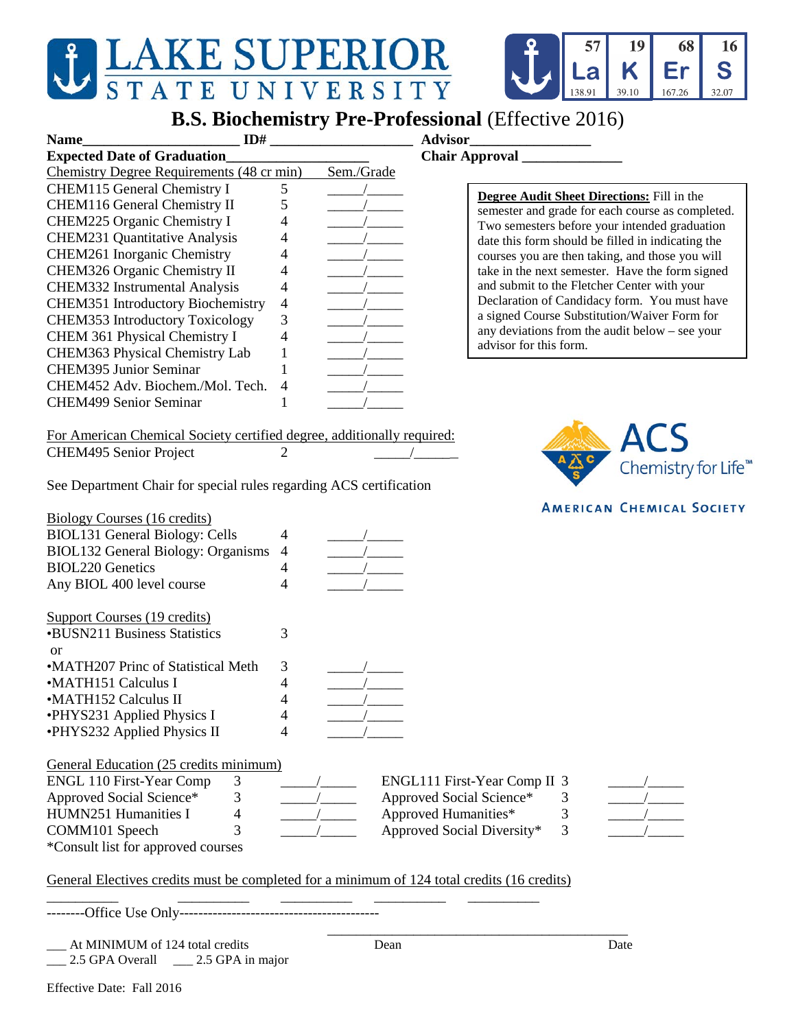# LAKE SUPERIOR STATE UNIVERSITY

| 57 | 19 | 68 | 16 |
|---|---|---|---|
| La | K | Er | S |
| 138.91 | 39.10 | 167.26 | 32.07 |

## B.S. Biochemistry Pre-Professional (Effective 2016)

**Name**____________________ **ID#** ____________________ **Advisor**________________

**Expected Date of Graduation**____________________ **Chair Approval** _____________

**Degree Audit Sheet Directions:** Fill in the semester and grade for each course as completed. Two semesters before your intended graduation date this form should be filled in indicating the courses you are then taking, and those you will take in the next semester. Have the form signed and submit to the Fletcher Center with your Declaration of Candidacy form. You must have a signed Course Substitution/Waiver Form for any deviations from the audit below – see your advisor for this form.

| Chemistry Degree Requirements (48 cr min) | | Sem./Grade |
|---|---|---|
| CHEM115 General Chemistry I | 5 | _____/_____ |
| CHEM116 General Chemistry II | 5 | _____/_____ |
| CHEM225 Organic Chemistry I | 4 | _____/_____ |
| CHEM231 Quantitative Analysis | 4 | _____/_____ |
| CHEM261 Inorganic Chemistry | 4 | _____/_____ |
| CHEM326 Organic Chemistry II | 4 | _____/_____ |
| CHEM332 Instrumental Analysis | 4 | _____/_____ |
| CHEM351 Introductory Biochemistry | 4 | _____/_____ |
| CHEM353 Introductory Toxicology | 3 | _____/_____ |
| CHEM 361 Physical Chemistry I | 4 | _____/_____ |
| CHEM363 Physical Chemistry Lab | 1 | _____/_____ |
| CHEM395 Junior Seminar | 1 | _____/_____ |
| CHEM452 Adv. Biochem./Mol. Tech. | 4 | _____/_____ |
| CHEM499 Senior Seminar | 1 | _____/_____ |

For American Chemical Society certified degree, additionally required:

| | | |
|---|---|---|
| CHEM495 Senior Project | 2 | _____/_____ |

See Department Chair for special rules regarding ACS certification

ACS Chemistry for Life™ AMERICAN CHEMICAL SOCIETY

| Biology Courses (16 credits) | | |
|---|---|---|
| BIOL131 General Biology: Cells | 4 | _____/_____ |
| BIOL132 General Biology: Organisms | 4 | _____/_____ |
| BIOL220 Genetics | 4 | _____/_____ |
| Any BIOL 400 level course | 4 | _____/_____ |

| Support Courses (19 credits) | | |
|---|---|---|
| •BUSN211 Business Statistics | 3 | |
| or | | |
| •MATH207 Princ of Statistical Meth | 3 | _____/_____ |
| •MATH151 Calculus I | 4 | _____/_____ |
| •MATH152 Calculus II | 4 | _____/_____ |
| •PHYS231 Applied Physics I | 4 | _____/_____ |
| •PHYS232 Applied Physics II | 4 | _____/_____ |

| General Education (25 credits minimum) | | | | | |
|---|---|---|---|---|---|
| ENGL 110 First-Year Comp | 3 | _____/_____ | ENGL111 First-Year Comp II | 3 | _____/_____ |
| Approved Social Science* | 3 | _____/_____ | Approved Social Science* | 3 | _____/_____ |
| HUMN251 Humanities I | 4 | _____/_____ | Approved Humanities* | 3 | _____/_____ |
| COMM101 Speech | 3 | _____/_____ | Approved Social Diversity* | 3 | _____/_____ |

*Consult list for approved courses

General Electives credits must be completed for a minimum of 124 total credits (16 credits)

__________ __________ __________ __________ __________

--------Office Use Only-----------------------------------------

___ At MINIMUM of 124 total credits

___ 2.5 GPA Overall ___ 2.5 GPA in major

_____________________________________________

Dean Date

Effective Date: Fall 2016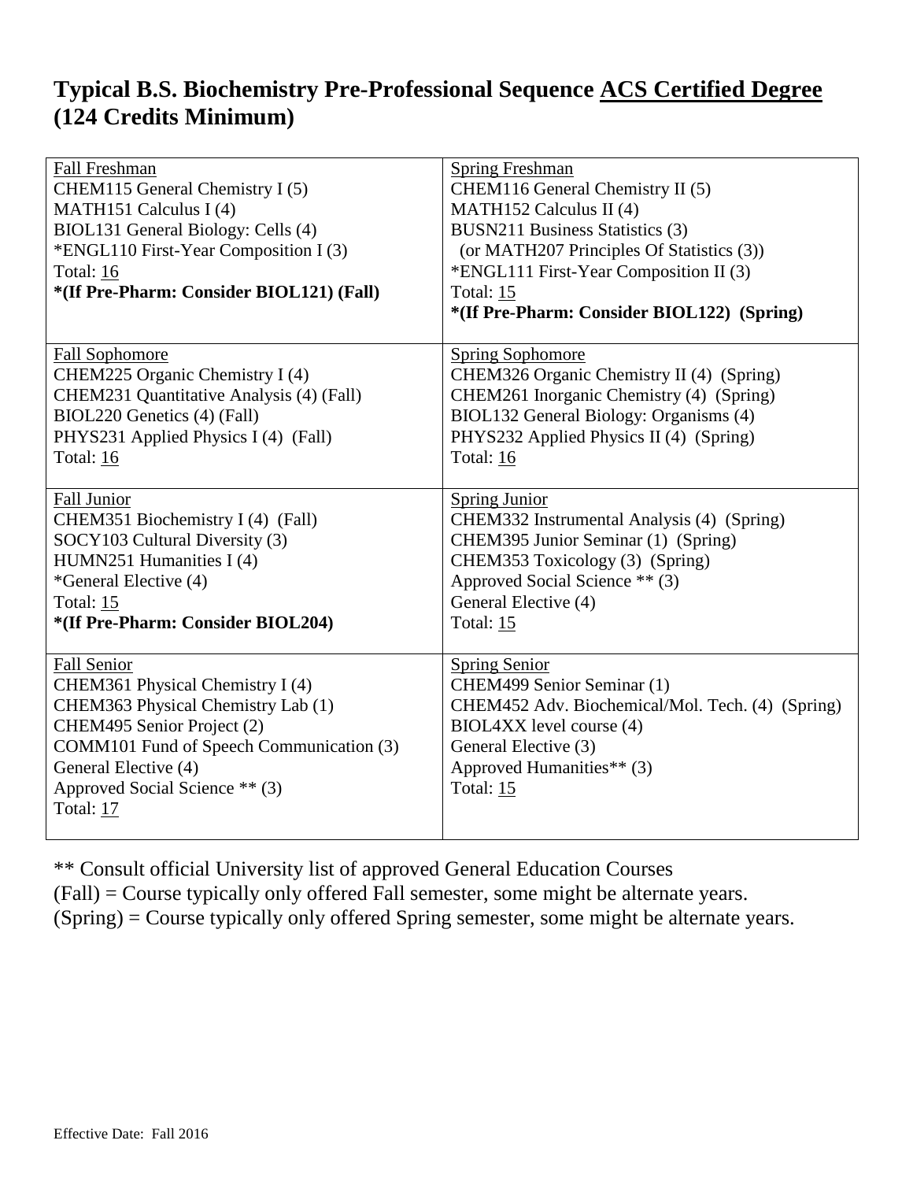# Typical B.S. Biochemistry Pre-Professional Sequence ACS Certified Degree (124 Credits Minimum)

| | |
|---|---|
| Fall Freshman<br>CHEM115 General Chemistry I (5)<br>MATH151 Calculus I (4)<br>BIOL131 General Biology: Cells (4)<br>*ENGL110 First-Year Composition I (3)<br>Total: 16<br>**\*(If Pre-Pharm: Consider BIOL121) (Fall)** | Spring Freshman<br>CHEM116 General Chemistry II (5)<br>MATH152 Calculus II (4)<br>BUSN211 Business Statistics (3)<br>(or MATH207 Principles Of Statistics (3))<br>*ENGL111 First-Year Composition II (3)<br>Total: 15<br>**\*(If Pre-Pharm: Consider BIOL122) (Spring)** |
| Fall Sophomore<br>CHEM225 Organic Chemistry I (4)<br>CHEM231 Quantitative Analysis (4) (Fall)<br>BIOL220 Genetics (4) (Fall)<br>PHYS231 Applied Physics I (4) (Fall)<br>Total: 16 | Spring Sophomore<br>CHEM326 Organic Chemistry II (4) (Spring)<br>CHEM261 Inorganic Chemistry (4) (Spring)<br>BIOL132 General Biology: Organisms (4)<br>PHYS232 Applied Physics II (4) (Spring)<br>Total: 16 |
| Fall Junior<br>CHEM351 Biochemistry I (4) (Fall)<br>SOCY103 Cultural Diversity (3)<br>HUMN251 Humanities I (4)<br>*General Elective (4)<br>Total: 15<br>**\*(If Pre-Pharm: Consider BIOL204)** | Spring Junior<br>CHEM332 Instrumental Analysis (4) (Spring)<br>CHEM395 Junior Seminar (1) (Spring)<br>CHEM353 Toxicology (3) (Spring)<br>Approved Social Science ** (3)<br>General Elective (4)<br>Total: 15 |
| Fall Senior<br>CHEM361 Physical Chemistry I (4)<br>CHEM363 Physical Chemistry Lab (1)<br>CHEM495 Senior Project (2)<br>COMM101 Fund of Speech Communication (3)<br>General Elective (4)<br>Approved Social Science ** (3)<br>Total: 17 | Spring Senior<br>CHEM499 Senior Seminar (1)<br>CHEM452 Adv. Biochemical/Mol. Tech. (4) (Spring)<br>BIOL4XX level course (4)<br>General Elective (3)<br>Approved Humanities** (3)<br>Total: 15 |

** Consult official University list of approved General Education Courses

(Fall) = Course typically only offered Fall semester, some might be alternate years.

(Spring) = Course typically only offered Spring semester, some might be alternate years.

Effective Date: Fall 2016